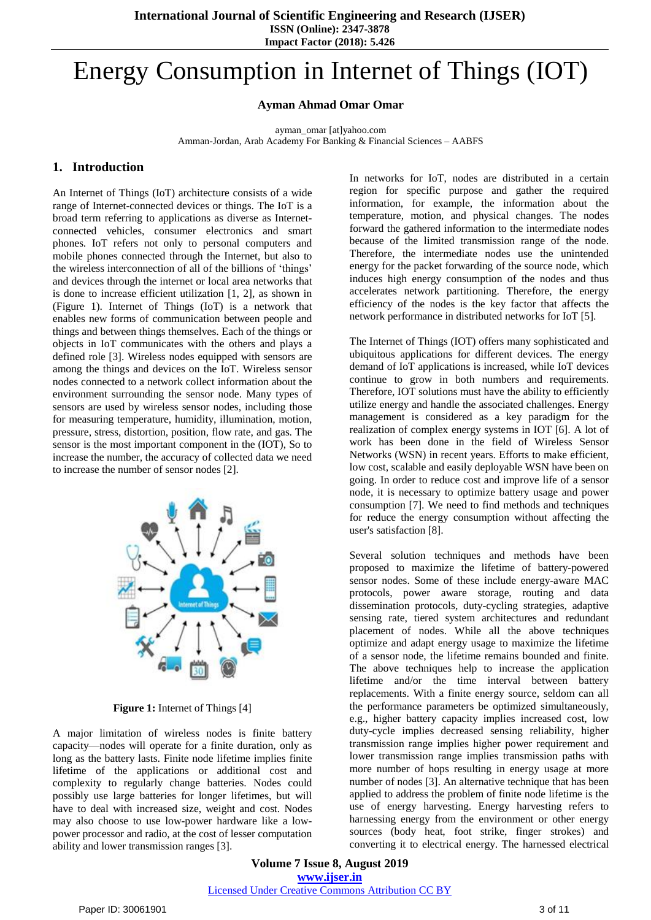# Energy Consumption in Internet of Things (IOT)

**Ayman Ahmad Omar Omar**

ayman_omar [at]yahoo.com
Amman-Jordan, Arab Academy For Banking & Financial Sciences – AABFS

## 1. Introduction

An Internet of Things (IoT) architecture consists of a wide range of Internet-connected devices or things. The IoT is a broad term referring to applications as diverse as Internet-connected vehicles, consumer electronics and smart phones. IoT refers not only to personal computers and mobile phones connected through the Internet, but also to the wireless interconnection of all of the billions of 'things' and devices through the internet or local area networks that is done to increase efficient utilization [1, 2], as shown in (Figure 1). Internet of Things (IoT) is a network that enables new forms of communication between people and things and between things themselves. Each of the things or objects in IoT communicates with the others and plays a defined role [3]. Wireless nodes equipped with sensors are among the things and devices on the IoT. Wireless sensor nodes connected to a network collect information about the environment surrounding the sensor node. Many types of sensors are used by wireless sensor nodes, including those for measuring temperature, humidity, illumination, motion, pressure, stress, distortion, position, flow rate, and gas. The sensor is the most important component in the (IOT), So to increase the number, the accuracy of collected data we need to increase the number of sensor nodes [2].

**Figure 1:** Internet of Things [4]

A major limitation of wireless nodes is finite battery capacity—nodes will operate for a finite duration, only as long as the battery lasts. Finite node lifetime implies finite lifetime of the applications or additional cost and complexity to regularly change batteries. Nodes could possibly use large batteries for longer lifetimes, but will have to deal with increased size, weight and cost. Nodes may also choose to use low-power hardware like a low-power processor and radio, at the cost of lesser computation ability and lower transmission ranges [3].

In networks for IoT, nodes are distributed in a certain region for specific purpose and gather the required information, for example, the information about the temperature, motion, and physical changes. The nodes forward the gathered information to the intermediate nodes because of the limited transmission range of the node. Therefore, the intermediate nodes use the unintended energy for the packet forwarding of the source node, which induces high energy consumption of the nodes and thus accelerates network partitioning. Therefore, the energy efficiency of the nodes is the key factor that affects the network performance in distributed networks for IoT [5].

The Internet of Things (IOT) offers many sophisticated and ubiquitous applications for different devices. The energy demand of IoT applications is increased, while IoT devices continue to grow in both numbers and requirements. Therefore, IOT solutions must have the ability to efficiently utilize energy and handle the associated challenges. Energy management is considered as a key paradigm for the realization of complex energy systems in IOT [6]. A lot of work has been done in the field of Wireless Sensor Networks (WSN) in recent years. Efforts to make efficient, low cost, scalable and easily deployable WSN have been on going. In order to reduce cost and improve life of a sensor node, it is necessary to optimize battery usage and power consumption [7]. We need to find methods and techniques for reduce the energy consumption without affecting the user's satisfaction [8].

Several solution techniques and methods have been proposed to maximize the lifetime of battery-powered sensor nodes. Some of these include energy-aware MAC protocols, power aware storage, routing and data dissemination protocols, duty-cycling strategies, adaptive sensing rate, tiered system architectures and redundant placement of nodes. While all the above techniques optimize and adapt energy usage to maximize the lifetime of a sensor node, the lifetime remains bounded and finite. The above techniques help to increase the application lifetime and/or the time interval between battery replacements. With a finite energy source, seldom can all the performance parameters be optimized simultaneously, e.g., higher battery capacity implies increased cost, low duty-cycle implies decreased sensing reliability, higher transmission range implies higher power requirement and lower transmission range implies transmission paths with more number of hops resulting in energy usage at more number of nodes [3]. An alternative technique that has been applied to address the problem of finite node lifetime is the use of energy harvesting. Energy harvesting refers to harnessing energy from the environment or other energy sources (body heat, foot strike, finger strokes) and converting it to electrical energy. The harnessed electrical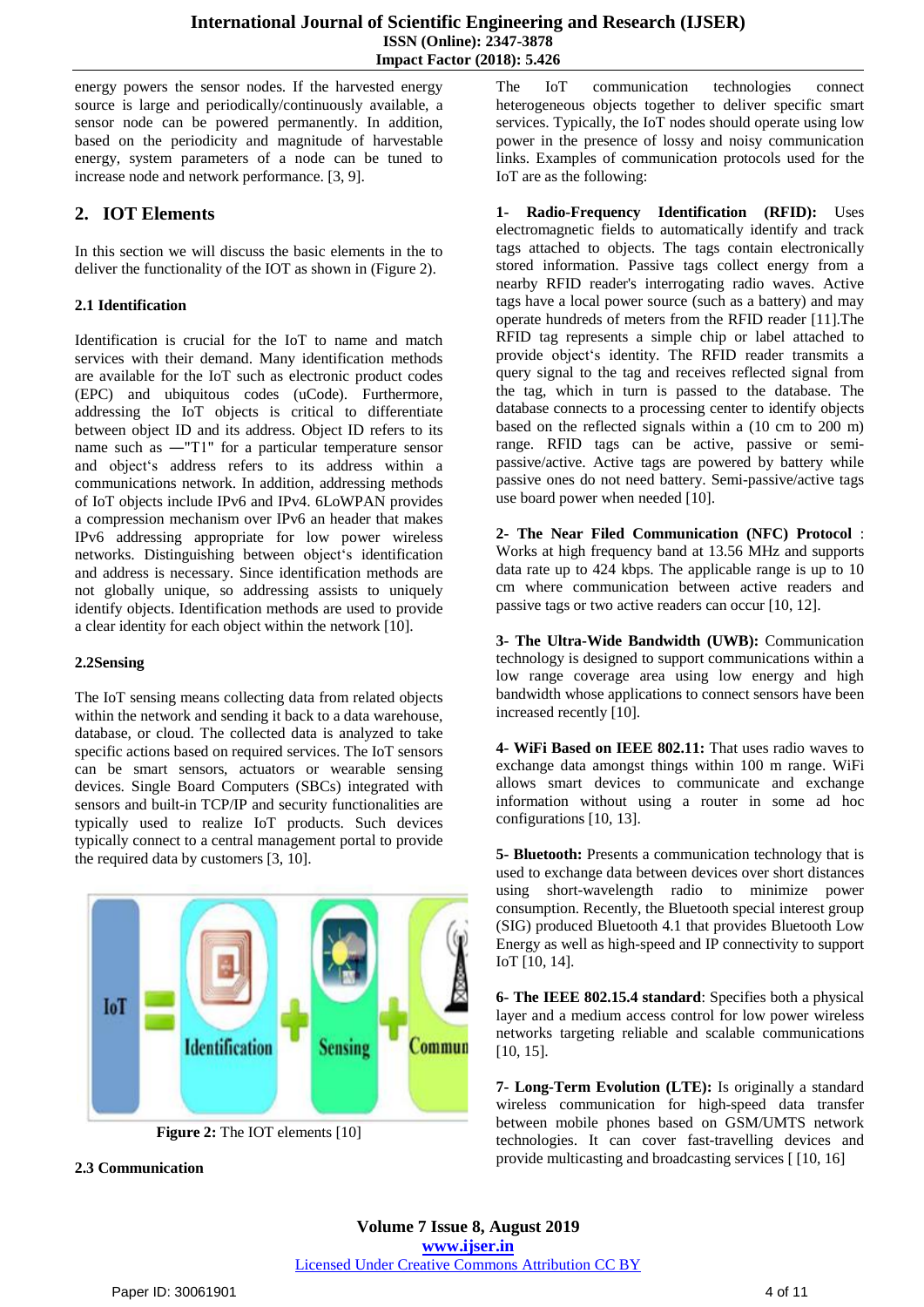energy powers the sensor nodes. If the harvested energy source is large and periodically/continuously available, a sensor node can be powered permanently. In addition, based on the periodicity and magnitude of harvestable energy, system parameters of a node can be tuned to increase node and network performance. [3, 9].

## 2. IOT Elements

In this section we will discuss the basic elements in the to deliver the functionality of the IOT as shown in (Figure 2).

### 2.1 Identification

Identification is crucial for the IoT to name and match services with their demand. Many identification methods are available for the IoT such as electronic product codes (EPC) and ubiquitous codes (uCode). Furthermore, addressing the IoT objects is critical to differentiate between object ID and its address. Object ID refers to its name such as ―"T1" for a particular temperature sensor and object‘s address refers to its address within a communications network. In addition, addressing methods of IoT objects include IPv6 and IPv4. 6LoWPAN provides a compression mechanism over IPv6 an header that makes IPv6 addressing appropriate for low power wireless networks. Distinguishing between object‘s identification and address is necessary. Since identification methods are not globally unique, so addressing assists to uniquely identify objects. Identification methods are used to provide a clear identity for each object within the network [10].

### 2.2Sensing

The IoT sensing means collecting data from related objects within the network and sending it back to a data warehouse, database, or cloud. The collected data is analyzed to take specific actions based on required services. The IoT sensors can be smart sensors, actuators or wearable sensing devices. Single Board Computers (SBCs) integrated with sensors and built-in TCP/IP and security functionalities are typically used to realize IoT products. Such devices typically connect to a central management portal to provide the required data by customers [3, 10].

**Figure 2:** The IOT elements [10]

### 2.3 Communication

The IoT communication technologies connect heterogeneous objects together to deliver specific smart services. Typically, the IoT nodes should operate using low power in the presence of lossy and noisy communication links. Examples of communication protocols used for the IoT are as the following:

**1- Radio-Frequency Identification (RFID):** Uses electromagnetic fields to automatically identify and track tags attached to objects. The tags contain electronically stored information. Passive tags collect energy from a nearby RFID reader's interrogating radio waves. Active tags have a local power source (such as a battery) and may operate hundreds of meters from the RFID reader [11].The RFID tag represents a simple chip or label attached to provide object‘s identity. The RFID reader transmits a query signal to the tag and receives reflected signal from the tag, which in turn is passed to the database. The database connects to a processing center to identify objects based on the reflected signals within a (10 cm to 200 m) range. RFID tags can be active, passive or semi-passive/active. Active tags are powered by battery while passive ones do not need battery. Semi-passive/active tags use board power when needed [10].

**2- The Near Filed Communication (NFC) Protocol** : Works at high frequency band at 13.56 MHz and supports data rate up to 424 kbps. The applicable range is up to 10 cm where communication between active readers and passive tags or two active readers can occur [10, 12].

**3- The Ultra-Wide Bandwidth (UWB):** Communication technology is designed to support communications within a low range coverage area using low energy and high bandwidth whose applications to connect sensors have been increased recently [10].

**4- WiFi Based on IEEE 802.11:** That uses radio waves to exchange data amongst things within 100 m range. WiFi allows smart devices to communicate and exchange information without using a router in some ad hoc configurations [10, 13].

**5- Bluetooth:** Presents a communication technology that is used to exchange data between devices over short distances using short-wavelength radio to minimize power consumption. Recently, the Bluetooth special interest group (SIG) produced Bluetooth 4.1 that provides Bluetooth Low Energy as well as high-speed and IP connectivity to support IoT [10, 14].

**6- The IEEE 802.15.4 standard**: Specifies both a physical layer and a medium access control for low power wireless networks targeting reliable and scalable communications [10, 15].

**7- Long-Term Evolution (LTE):** Is originally a standard wireless communication for high-speed data transfer between mobile phones based on GSM/UMTS network technologies. It can cover fast-travelling devices and provide multicasting and broadcasting services [ [10, 16]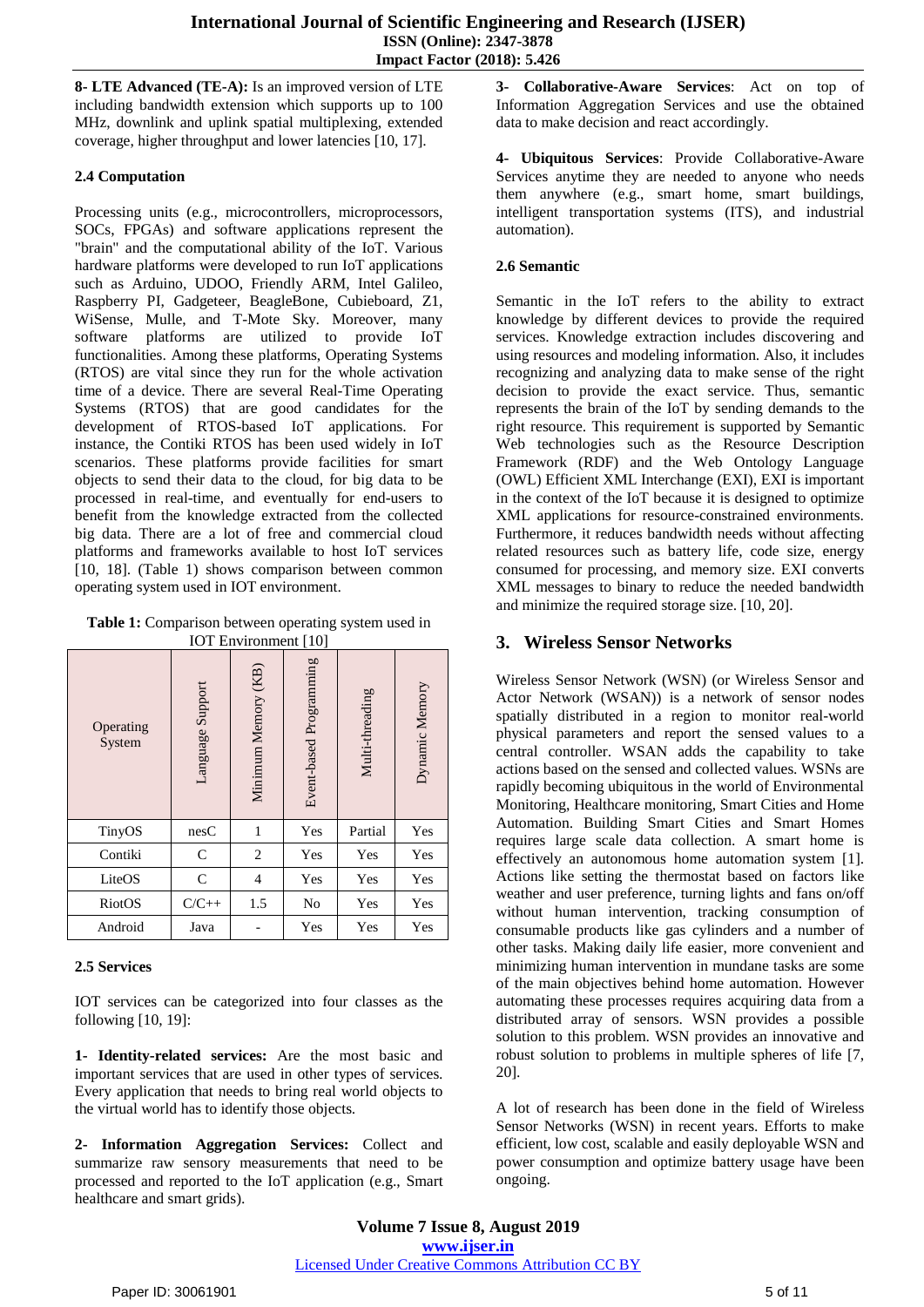**8- LTE Advanced (TE-A):** Is an improved version of LTE including bandwidth extension which supports up to 100 MHz, downlink and uplink spatial multiplexing, extended coverage, higher throughput and lower latencies [10, 17].

### 2.4 Computation

Processing units (e.g., microcontrollers, microprocessors, SOCs, FPGAs) and software applications represent the "brain" and the computational ability of the IoT. Various hardware platforms were developed to run IoT applications such as Arduino, UDOO, Friendly ARM, Intel Galileo, Raspberry PI, Gadgeteer, BeagleBone, Cubieboard, Z1, WiSense, Mulle, and T-Mote Sky. Moreover, many software platforms are utilized to provide IoT functionalities. Among these platforms, Operating Systems (RTOS) are vital since they run for the whole activation time of a device. There are several Real-Time Operating Systems (RTOS) that are good candidates for the development of RTOS-based IoT applications. For instance, the Contiki RTOS has been used widely in IoT scenarios. These platforms provide facilities for smart objects to send their data to the cloud, for big data to be processed in real-time, and eventually for end-users to benefit from the knowledge extracted from the collected big data. There are a lot of free and commercial cloud platforms and frameworks available to host IoT services [10, 18]. (Table 1) shows comparison between common operating system used in IOT environment.

**Table 1:** Comparison between operating system used in IOT Environment [10]

| Operating System | Language Support | Minimum Memory (KB) | Event-based Programming | Multi-threading | Dynamic Memory |
|---|---|---|---|---|---|
| TinyOS | nesC | 1 | Yes | Partial | Yes |
| Contiki | C | 2 | Yes | Yes | Yes |
| LiteOS | C | 4 | Yes | Yes | Yes |
| RiotOS | C/C++ | 1.5 | No | Yes | Yes |
| Android | Java | - | Yes | Yes | Yes |

### 2.5 Services

IOT services can be categorized into four classes as the following [10, 19]:

**1- Identity-related services:** Are the most basic and important services that are used in other types of services. Every application that needs to bring real world objects to the virtual world has to identify those objects.

**2- Information Aggregation Services:** Collect and summarize raw sensory measurements that need to be processed and reported to the IoT application (e.g., Smart healthcare and smart grids).

**3- Collaborative-Aware Services**: Act on top of Information Aggregation Services and use the obtained data to make decision and react accordingly.

**4- Ubiquitous Services**: Provide Collaborative-Aware Services anytime they are needed to anyone who needs them anywhere (e.g., smart home, smart buildings, intelligent transportation systems (ITS), and industrial automation).

### 2.6 Semantic

Semantic in the IoT refers to the ability to extract knowledge by different devices to provide the required services. Knowledge extraction includes discovering and using resources and modeling information. Also, it includes recognizing and analyzing data to make sense of the right decision to provide the exact service. Thus, semantic represents the brain of the IoT by sending demands to the right resource. This requirement is supported by Semantic Web technologies such as the Resource Description Framework (RDF) and the Web Ontology Language (OWL) Efficient XML Interchange (EXI), EXI is important in the context of the IoT because it is designed to optimize XML applications for resource-constrained environments. Furthermore, it reduces bandwidth needs without affecting related resources such as battery life, code size, energy consumed for processing, and memory size. EXI converts XML messages to binary to reduce the needed bandwidth and minimize the required storage size. [10, 20].

## 3. Wireless Sensor Networks

Wireless Sensor Network (WSN) (or Wireless Sensor and Actor Network (WSAN)) is a network of sensor nodes spatially distributed in a region to monitor real-world physical parameters and report the sensed values to a central controller. WSAN adds the capability to take actions based on the sensed and collected values. WSNs are rapidly becoming ubiquitous in the world of Environmental Monitoring, Healthcare monitoring, Smart Cities and Home Automation. Building Smart Cities and Smart Homes requires large scale data collection. A smart home is effectively an autonomous home automation system [1]. Actions like setting the thermostat based on factors like weather and user preference, turning lights and fans on/off without human intervention, tracking consumption of consumable products like gas cylinders and a number of other tasks. Making daily life easier, more convenient and minimizing human intervention in mundane tasks are some of the main objectives behind home automation. However automating these processes requires acquiring data from a distributed array of sensors. WSN provides a possible solution to this problem. WSN provides an innovative and robust solution to problems in multiple spheres of life [7, 20].

A lot of research has been done in the field of Wireless Sensor Networks (WSN) in recent years. Efforts to make efficient, low cost, scalable and easily deployable WSN and power consumption and optimize battery usage have been ongoing.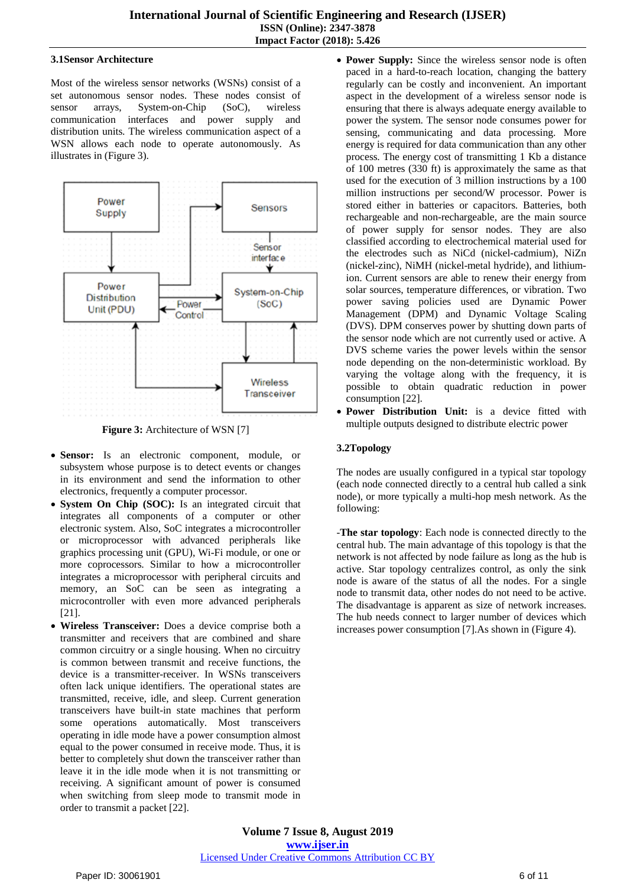### 3.1Sensor Architecture

Most of the wireless sensor networks (WSNs) consist of a set autonomous sensor nodes. These nodes consist of sensor arrays, System-on-Chip (SoC), wireless communication interfaces and power supply and distribution units. The wireless communication aspect of a WSN allows each node to operate autonomously. As illustrates in (Figure 3).

**Figure 3:** Architecture of WSN [7]

- **Sensor:** Is an electronic component, module, or subsystem whose purpose is to detect events or changes in its environment and send the information to other electronics, frequently a computer processor.
- **System On Chip (SOC):** Is an integrated circuit that integrates all components of a computer or other electronic system. Also, SoC integrates a microcontroller or microprocessor with advanced peripherals like graphics processing unit (GPU), Wi-Fi module, or one or more coprocessors. Similar to how a microcontroller integrates a microprocessor with peripheral circuits and memory, an SoC can be seen as integrating a microcontroller with even more advanced peripherals [21].
- **Wireless Transceiver:** Does a device comprise both a transmitter and receivers that are combined and share common circuitry or a single housing. When no circuitry is common between transmit and receive functions, the device is a transmitter-receiver. In WSNs transceivers often lack unique identifiers. The operational states are transmitted, receive, idle, and sleep. Current generation transceivers have built-in state machines that perform some operations automatically. Most transceivers operating in idle mode have a power consumption almost equal to the power consumed in receive mode. Thus, it is better to completely shut down the transceiver rather than leave it in the idle mode when it is not transmitting or receiving. A significant amount of power is consumed when switching from sleep mode to transmit mode in order to transmit a packet [22].
- **Power Supply:** Since the wireless sensor node is often paced in a hard-to-reach location, changing the battery regularly can be costly and inconvenient. An important aspect in the development of a wireless sensor node is ensuring that there is always adequate energy available to power the system. The sensor node consumes power for sensing, communicating and data processing. More energy is required for data communication than any other process. The energy cost of transmitting 1 Kb a distance of 100 metres (330 ft) is approximately the same as that used for the execution of 3 million instructions by a 100 million instructions per second/W processor. Power is stored either in batteries or capacitors. Batteries, both rechargeable and non-rechargeable, are the main source of power supply for sensor nodes. They are also classified according to electrochemical material used for the electrodes such as NiCd (nickel-cadmium), NiZn (nickel-zinc), NiMH (nickel-metal hydride), and lithium-ion. Current sensors are able to renew their energy from solar sources, temperature differences, or vibration. Two power saving policies used are Dynamic Power Management (DPM) and Dynamic Voltage Scaling (DVS). DPM conserves power by shutting down parts of the sensor node which are not currently used or active. A DVS scheme varies the power levels within the sensor node depending on the non-deterministic workload. By varying the voltage along with the frequency, it is possible to obtain quadratic reduction in power consumption [22].
- **Power Distribution Unit:** is a device fitted with multiple outputs designed to distribute electric power

### 3.2Topology

The nodes are usually configured in a typical star topology (each node connected directly to a central hub called a sink node), or more typically a multi-hop mesh network. As the following:

-**The star topology**: Each node is connected directly to the central hub. The main advantage of this topology is that the network is not affected by node failure as long as the hub is active. Star topology centralizes control, as only the sink node is aware of the status of all the nodes. For a single node to transmit data, other nodes do not need to be active. The disadvantage is apparent as size of network increases. The hub needs connect to larger number of devices which increases power consumption [7].As shown in (Figure 4).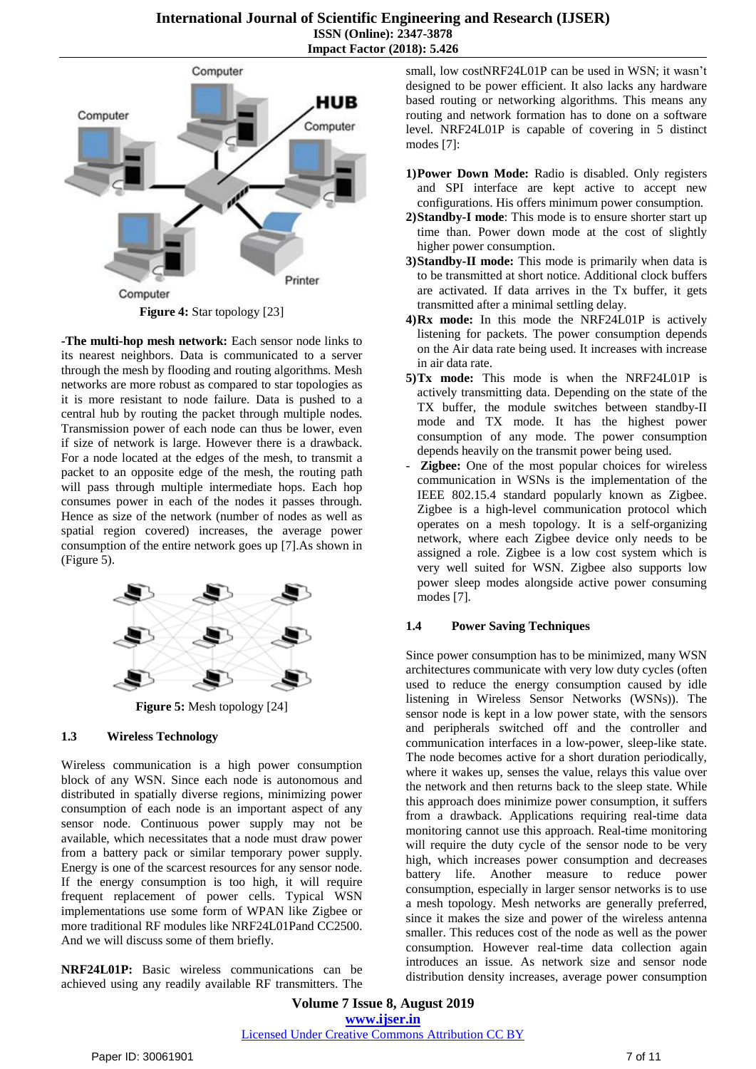**Figure 4:** Star topology [23]

**-The multi-hop mesh network:** Each sensor node links to its nearest neighbors. Data is communicated to a server through the mesh by flooding and routing algorithms. Mesh networks are more robust as compared to star topologies as it is more resistant to node failure. Data is pushed to a central hub by routing the packet through multiple nodes. Transmission power of each node can thus be lower, even if size of network is large. However there is a drawback. For a node located at the edges of the mesh, to transmit a packet to an opposite edge of the mesh, the routing path will pass through multiple intermediate hops. Each hop consumes power in each of the nodes it passes through. Hence as size of the network (number of nodes as well as spatial region covered) increases, the average power consumption of the entire network goes up [7].As shown in (Figure 5).

**Figure 5:** Mesh topology [24]

### 1.3 Wireless Technology

Wireless communication is a high power consumption block of any WSN. Since each node is autonomous and distributed in spatially diverse regions, minimizing power consumption of each node is an important aspect of any sensor node. Continuous power supply may not be available, which necessitates that a node must draw power from a battery pack or similar temporary power supply. Energy is one of the scarcest resources for any sensor node. If the energy consumption is too high, it will require frequent replacement of power cells. Typical WSN implementations use some form of WPAN like Zigbee or more traditional RF modules like NRF24L01Pand CC2500. And we will discuss some of them briefly.

**NRF24L01P:** Basic wireless communications can be achieved using any readily available RF transmitters. The small, low costNRF24L01P can be used in WSN; it wasn't designed to be power efficient. It also lacks any hardware based routing or networking algorithms. This means any routing and network formation has to done on a software level. NRF24L01P is capable of covering in 5 distinct modes [7]:

1) **Power Down Mode:** Radio is disabled. Only registers and SPI interface are kept active to accept new configurations. His offers minimum power consumption.
2) **Standby-I mode**: This mode is to ensure shorter start up time than. Power down mode at the cost of slightly higher power consumption.
3) **Standby-II mode:** This mode is primarily when data is to be transmitted at short notice. Additional clock buffers are activated. If data arrives in the Tx buffer, it gets transmitted after a minimal settling delay.
4) **Rx mode:** In this mode the NRF24L01P is actively listening for packets. The power consumption depends on the Air data rate being used. It increases with increase in air data rate.
5) **Tx mode:** This mode is when the NRF24L01P is actively transmitting data. Depending on the state of the TX buffer, the module switches between standby-II mode and TX mode. It has the highest power consumption of any mode. The power consumption depends heavily on the transmit power being used.

- **Zigbee:** One of the most popular choices for wireless communication in WSNs is the implementation of the IEEE 802.15.4 standard popularly known as Zigbee. Zigbee is a high-level communication protocol which operates on a mesh topology. It is a self-organizing network, where each Zigbee device only needs to be assigned a role. Zigbee is a low cost system which is very well suited for WSN. Zigbee also supports low power sleep modes alongside active power consuming modes [7].

### 1.4 Power Saving Techniques

Since power consumption has to be minimized, many WSN architectures communicate with very low duty cycles (often used to reduce the energy consumption caused by idle listening in Wireless Sensor Networks (WSNs)). The sensor node is kept in a low power state, with the sensors and peripherals switched off and the controller and communication interfaces in a low-power, sleep-like state. The node becomes active for a short duration periodically, where it wakes up, senses the value, relays this value over the network and then returns back to the sleep state. While this approach does minimize power consumption, it suffers from a drawback. Applications requiring real-time data monitoring cannot use this approach. Real-time monitoring will require the duty cycle of the sensor node to be very high, which increases power consumption and decreases battery life. Another measure to reduce power consumption, especially in larger sensor networks is to use a mesh topology. Mesh networks are generally preferred, since it makes the size and power of the wireless antenna smaller. This reduces cost of the node as well as the power consumption. However real-time data collection again introduces an issue. As network size and sensor node distribution density increases, average power consumption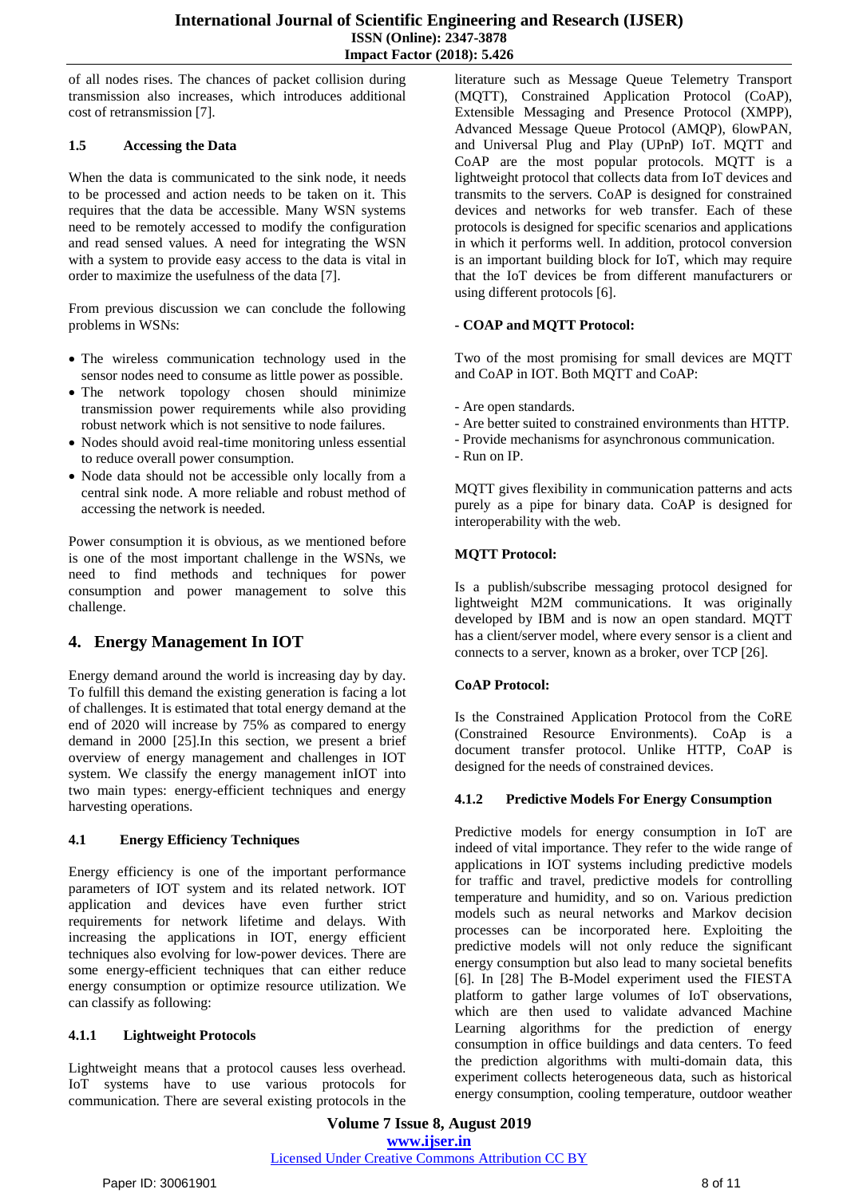of all nodes rises. The chances of packet collision during transmission also increases, which introduces additional cost of retransmission [7].

### 1.5 Accessing the Data

When the data is communicated to the sink node, it needs to be processed and action needs to be taken on it. This requires that the data be accessible. Many WSN systems need to be remotely accessed to modify the configuration and read sensed values. A need for integrating the WSN with a system to provide easy access to the data is vital in order to maximize the usefulness of the data [7].

From previous discussion we can conclude the following problems in WSNs:

- The wireless communication technology used in the sensor nodes need to consume as little power as possible.
- The network topology chosen should minimize transmission power requirements while also providing robust network which is not sensitive to node failures.
- Nodes should avoid real-time monitoring unless essential to reduce overall power consumption.
- Node data should not be accessible only locally from a central sink node. A more reliable and robust method of accessing the network is needed.

Power consumption it is obvious, as we mentioned before is one of the most important challenge in the WSNs, we need to find methods and techniques for power consumption and power management to solve this challenge.

## 4. Energy Management In IOT

Energy demand around the world is increasing day by day. To fulfill this demand the existing generation is facing a lot of challenges. It is estimated that total energy demand at the end of 2020 will increase by 75% as compared to energy demand in 2000 [25].In this section, we present a brief overview of energy management and challenges in IOT system. We classify the energy management inIOT into two main types: energy-efficient techniques and energy harvesting operations.

### 4.1 Energy Efficiency Techniques

Energy efficiency is one of the important performance parameters of IOT system and its related network. IOT application and devices have even further strict requirements for network lifetime and delays. With increasing the applications in IOT, energy efficient techniques also evolving for low-power devices. There are some energy-efficient techniques that can either reduce energy consumption or optimize resource utilization. We can classify as following:

#### 4.1.1 Lightweight Protocols

Lightweight means that a protocol causes less overhead. IoT systems have to use various protocols for communication. There are several existing protocols in the literature such as Message Queue Telemetry Transport (MQTT), Constrained Application Protocol (CoAP), Extensible Messaging and Presence Protocol (XMPP), Advanced Message Queue Protocol (AMQP), 6lowPAN, and Universal Plug and Play (UPnP) IoT. MQTT and CoAP are the most popular protocols. MQTT is a lightweight protocol that collects data from IoT devices and transmits to the servers. CoAP is designed for constrained devices and networks for web transfer. Each of these protocols is designed for specific scenarios and applications in which it performs well. In addition, protocol conversion is an important building block for IoT, which may require that the IoT devices be from different manufacturers or using different protocols [6].

**- COAP and MQTT Protocol:**

Two of the most promising for small devices are MQTT and CoAP in IOT. Both MQTT and CoAP:

- Are open standards.
- Are better suited to constrained environments than HTTP.
- Provide mechanisms for asynchronous communication.
- Run on IP.

MQTT gives flexibility in communication patterns and acts purely as a pipe for binary data. CoAP is designed for interoperability with the web.

**MQTT Protocol:**

Is a publish/subscribe messaging protocol designed for lightweight M2M communications. It was originally developed by IBM and is now an open standard. MQTT has a client/server model, where every sensor is a client and connects to a server, known as a broker, over TCP [26].

**CoAP Protocol:**

Is the Constrained Application Protocol from the CoRE (Constrained Resource Environments). CoAp is a document transfer protocol. Unlike HTTP, CoAP is designed for the needs of constrained devices.

#### 4.1.2 Predictive Models For Energy Consumption

Predictive models for energy consumption in IoT are indeed of vital importance. They refer to the wide range of applications in IOT systems including predictive models for traffic and travel, predictive models for controlling temperature and humidity, and so on. Various prediction models such as neural networks and Markov decision processes can be incorporated here. Exploiting the predictive models will not only reduce the significant energy consumption but also lead to many societal benefits [6]. In [28] The B-Model experiment used the FIESTA platform to gather large volumes of IoT observations, which are then used to validate advanced Machine Learning algorithms for the prediction of energy consumption in office buildings and data centers. To feed the prediction algorithms with multi-domain data, this experiment collects heterogeneous data, such as historical energy consumption, cooling temperature, outdoor weather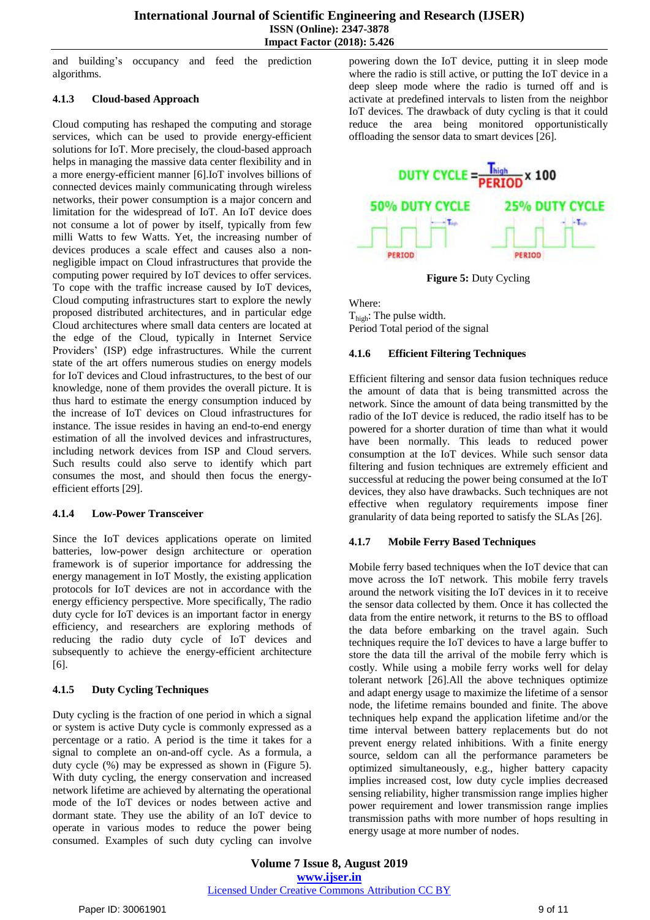and building's occupancy and feed the prediction algorithms.

### 4.1.3 Cloud-based Approach

Cloud computing has reshaped the computing and storage services, which can be used to provide energy-efficient solutions for IoT. More precisely, the cloud-based approach helps in managing the massive data center flexibility and in a more energy-efficient manner [6].IoT involves billions of connected devices mainly communicating through wireless networks, their power consumption is a major concern and limitation for the widespread of IoT. An IoT device does not consume a lot of power by itself, typically from few milli Watts to few Watts. Yet, the increasing number of devices produces a scale effect and causes also a non-negligible impact on Cloud infrastructures that provide the computing power required by IoT devices to offer services. To cope with the traffic increase caused by IoT devices, Cloud computing infrastructures start to explore the newly proposed distributed architectures, and in particular edge Cloud architectures where small data centers are located at the edge of the Cloud, typically in Internet Service Providers' (ISP) edge infrastructures. While the current state of the art offers numerous studies on energy models for IoT devices and Cloud infrastructures, to the best of our knowledge, none of them provides the overall picture. It is thus hard to estimate the energy consumption induced by the increase of IoT devices on Cloud infrastructures for instance. The issue resides in having an end-to-end energy estimation of all the involved devices and infrastructures, including network devices from ISP and Cloud servers. Such results could also serve to identify which part consumes the most, and should then focus the energy-efficient efforts [29].

### 4.1.4 Low-Power Transceiver

Since the IoT devices applications operate on limited batteries, low-power design architecture or operation framework is of superior importance for addressing the energy management in IoT Mostly, the existing application protocols for IoT devices are not in accordance with the energy efficiency perspective. More specifically, The radio duty cycle for IoT devices is an important factor in energy efficiency, and researchers are exploring methods of reducing the radio duty cycle of IoT devices and subsequently to achieve the energy-efficient architecture [6].

### 4.1.5 Duty Cycling Techniques

Duty cycling is the fraction of one period in which a signal or system is active Duty cycle is commonly expressed as a percentage or a ratio. A period is the time it takes for a signal to complete an on-and-off cycle. As a formula, a duty cycle (%) may be expressed as shown in (Figure 5). With duty cycling, the energy conservation and increased network lifetime are achieved by alternating the operational mode of the IoT devices or nodes between active and dormant state. They use the ability of an IoT device to operate in various modes to reduce the power being consumed. Examples of such duty cycling can involve powering down the IoT device, putting it in sleep mode where the radio is still active, or putting the IoT device in a deep sleep mode where the radio is turned off and is activate at predefined intervals to listen from the neighbor IoT devices. The drawback of duty cycling is that it could reduce the area being monitored opportunistically offloading the sensor data to smart devices [26].

$$\text{DUTY CYCLE} = \frac{T_{high}}{\text{PERIOD}} \times 100$$

50% DUTY CYCLE &emsp; 25% DUTY CYCLE

**Figure 5:** Duty Cycling

Where:
$T_{high}$: The pulse width.
Period Total period of the signal

### 4.1.6 Efficient Filtering Techniques

Efficient filtering and sensor data fusion techniques reduce the amount of data that is being transmitted across the network. Since the amount of data being transmitted by the radio of the IoT device is reduced, the radio itself has to be powered for a shorter duration of time than what it would have been normally. This leads to reduced power consumption at the IoT devices. While such sensor data filtering and fusion techniques are extremely efficient and successful at reducing the power being consumed at the IoT devices, they also have drawbacks. Such techniques are not effective when regulatory requirements impose finer granularity of data being reported to satisfy the SLAs [26].

### 4.1.7 Mobile Ferry Based Techniques

Mobile ferry based techniques when the IoT device that can move across the IoT network. This mobile ferry travels around the network visiting the IoT devices in it to receive the sensor data collected by them. Once it has collected the data from the entire network, it returns to the BS to offload the data before embarking on the travel again. Such techniques require the IoT devices to have a large buffer to store the data till the arrival of the mobile ferry which is costly. While using a mobile ferry works well for delay tolerant network [26].All the above techniques optimize and adapt energy usage to maximize the lifetime of a sensor node, the lifetime remains bounded and finite. The above techniques help expand the application lifetime and/or the time interval between battery replacements but do not prevent energy related inhibitions. With a finite energy source, seldom can all the performance parameters be optimized simultaneously, e.g., higher battery capacity implies increased cost, low duty cycle implies decreased sensing reliability, higher transmission range implies higher power requirement and lower transmission range implies transmission paths with more number of hops resulting in energy usage at more number of nodes.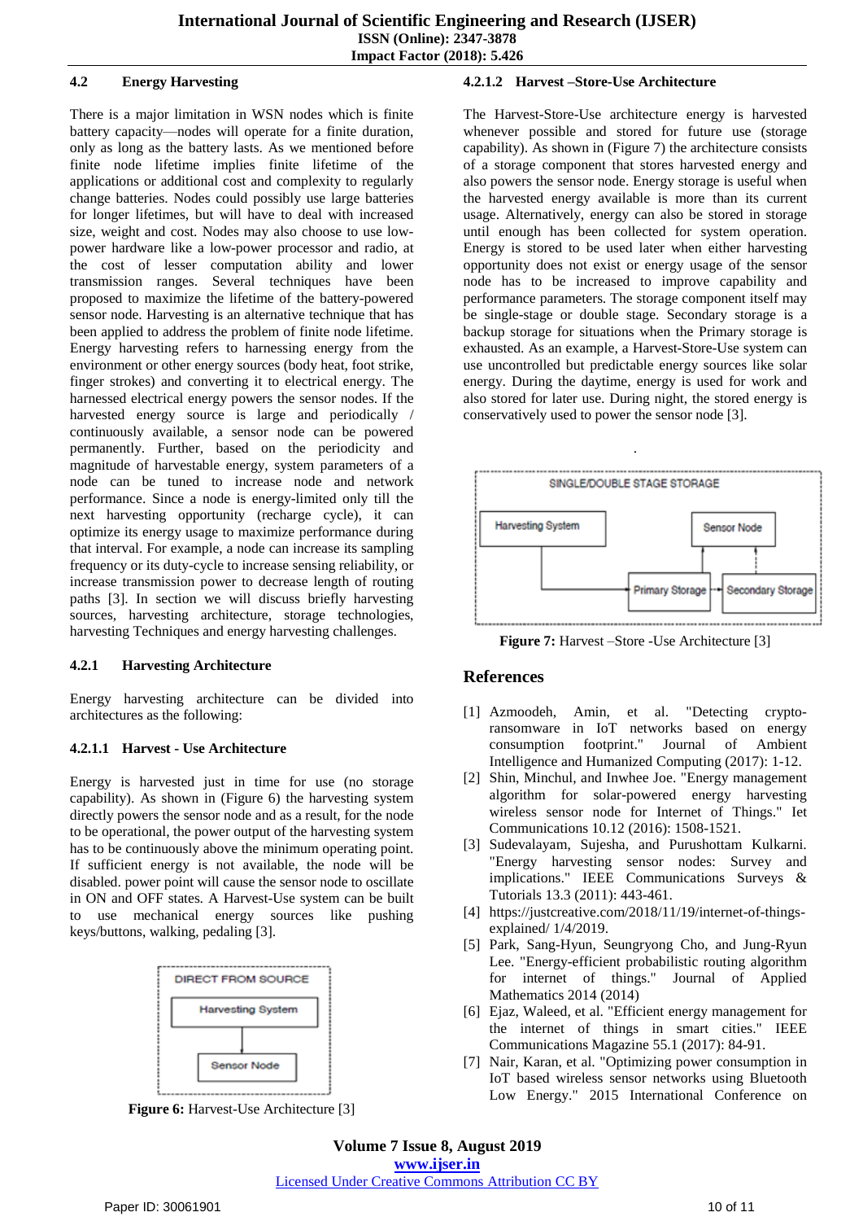### 4.2 Energy Harvesting

There is a major limitation in WSN nodes which is finite battery capacity—nodes will operate for a finite duration, only as long as the battery lasts. As we mentioned before finite node lifetime implies finite lifetime of the applications or additional cost and complexity to regularly change batteries. Nodes could possibly use large batteries for longer lifetimes, but will have to deal with increased size, weight and cost. Nodes may also choose to use low-power hardware like a low-power processor and radio, at the cost of lesser computation ability and lower transmission ranges. Several techniques have been proposed to maximize the lifetime of the battery-powered sensor node. Harvesting is an alternative technique that has been applied to address the problem of finite node lifetime. Energy harvesting refers to harnessing energy from the environment or other energy sources (body heat, foot strike, finger strokes) and converting it to electrical energy. The harnessed electrical energy powers the sensor nodes. If the harvested energy source is large and periodically / continuously available, a sensor node can be powered permanently. Further, based on the periodicity and magnitude of harvestable energy, system parameters of a node can be tuned to increase node and network performance. Since a node is energy-limited only till the next harvesting opportunity (recharge cycle), it can optimize its energy usage to maximize performance during that interval. For example, a node can increase its sampling frequency or its duty-cycle to increase sensing reliability, or increase transmission power to decrease length of routing paths [3]. In section we will discuss briefly harvesting sources, harvesting architecture, storage technologies, harvesting Techniques and energy harvesting challenges.

#### 4.2.1 Harvesting Architecture

Energy harvesting architecture can be divided into architectures as the following:

##### 4.2.1.1 Harvest - Use Architecture

Energy is harvested just in time for use (no storage capability). As shown in (Figure 6) the harvesting system directly powers the sensor node and as a result, for the node to be operational, the power output of the harvesting system has to be continuously above the minimum operating point. If sufficient energy is not available, the node will be disabled. power point will cause the sensor node to oscillate in ON and OFF states. A Harvest-Use system can be built to use mechanical energy sources like pushing keys/buttons, walking, pedaling [3].

**Figure 6:** Harvest-Use Architecture [3]

##### 4.2.1.2 Harvest –Store-Use Architecture

The Harvest-Store-Use architecture energy is harvested whenever possible and stored for future use (storage capability). As shown in (Figure 7) the architecture consists of a storage component that stores harvested energy and also powers the sensor node. Energy storage is useful when the harvested energy available is more than its current usage. Alternatively, energy can also be stored in storage until enough has been collected for system operation. Energy is stored to be used later when either harvesting opportunity does not exist or energy usage of the sensor node has to be increased to improve capability and performance parameters. The storage component itself may be single-stage or double stage. Secondary storage is a backup storage for situations when the Primary storage is exhausted. As an example, a Harvest-Store-Use system can use uncontrolled but predictable energy sources like solar energy. During the daytime, energy is used for work and also stored for later use. During night, the stored energy is conservatively used to power the sensor node [3].

**Figure 7:** Harvest –Store -Use Architecture [3]

## References

[1] Azmoodeh, Amin, et al. "Detecting crypto-ransomware in IoT networks based on energy consumption footprint." Journal of Ambient Intelligence and Humanized Computing (2017): 1-12.

[2] Shin, Minchul, and Inwhee Joe. "Energy management algorithm for solar-powered energy harvesting wireless sensor node for Internet of Things." Iet Communications 10.12 (2016): 1508-1521.

[3] Sudevalayam, Sujesha, and Purushottam Kulkarni. "Energy harvesting sensor nodes: Survey and implications." IEEE Communications Surveys & Tutorials 13.3 (2011): 443-461.

[4] https://justcreative.com/2018/11/19/internet-of-things-explained/ 1/4/2019.

[5] Park, Sang-Hyun, Seungryong Cho, and Jung-Ryun Lee. "Energy-efficient probabilistic routing algorithm for internet of things." Journal of Applied Mathematics 2014 (2014)

[6] Ejaz, Waleed, et al. "Efficient energy management for the internet of things in smart cities." IEEE Communications Magazine 55.1 (2017): 84-91.

[7] Nair, Karan, et al. "Optimizing power consumption in IoT based wireless sensor networks using Bluetooth Low Energy." 2015 International Conference on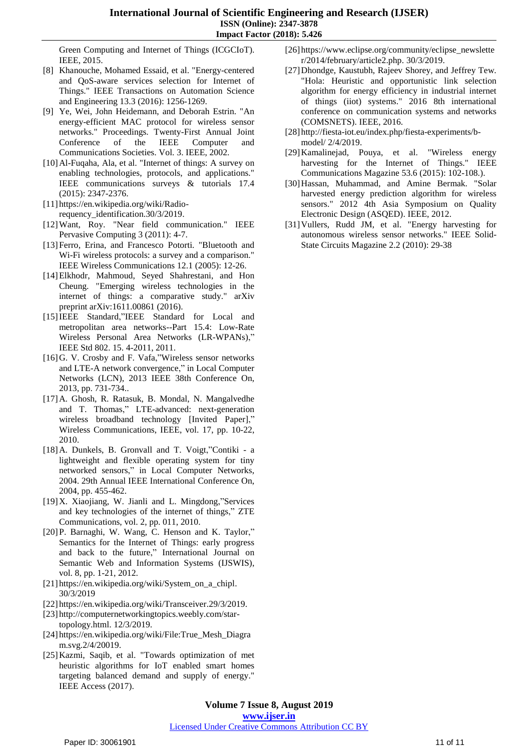Green Computing and Internet of Things (ICGCIoT). IEEE, 2015.

- [8] Khanouche, Mohamed Essaid, et al. "Energy-centered and QoS-aware services selection for Internet of Things." IEEE Transactions on Automation Science and Engineering 13.3 (2016): 1256-1269.
- [9] Ye, Wei, John Heidemann, and Deborah Estrin. "An energy-efficient MAC protocol for wireless sensor networks." Proceedings. Twenty-First Annual Joint Conference of the IEEE Computer and Communications Societies. Vol. 3. IEEE, 2002.
- [10] Al-Fuqaha, Ala, et al. "Internet of things: A survey on enabling technologies, protocols, and applications." IEEE communications surveys & tutorials 17.4 (2015): 2347-2376.
- [11] https://en.wikipedia.org/wiki/Radio-requency_identification.30/3/2019.
- [12] Want, Roy. "Near field communication." IEEE Pervasive Computing 3 (2011): 4-7.
- [13] Ferro, Erina, and Francesco Potorti. "Bluetooth and Wi-Fi wireless protocols: a survey and a comparison." IEEE Wireless Communications 12.1 (2005): 12-26.
- [14] Elkhodr, Mahmoud, Seyed Shahrestani, and Hon Cheung. "Emerging wireless technologies in the internet of things: a comparative study." arXiv preprint arXiv:1611.00861 (2016).
- [15] IEEE Standard,"IEEE Standard for Local and metropolitan area networks--Part 15.4: Low-Rate Wireless Personal Area Networks (LR-WPANs)," IEEE Std 802. 15. 4-2011, 2011.
- [16] G. V. Crosby and F. Vafa,"Wireless sensor networks and LTE-A network convergence," in Local Computer Networks (LCN), 2013 IEEE 38th Conference On, 2013, pp. 731-734..
- [17] A. Ghosh, R. Ratasuk, B. Mondal, N. Mangalvedhe and T. Thomas," LTE-advanced: next-generation wireless broadband technology [Invited Paper]," Wireless Communications, IEEE, vol. 17, pp. 10-22, 2010.
- [18] A. Dunkels, B. Gronvall and T. Voigt,"Contiki - a lightweight and flexible operating system for tiny networked sensors," in Local Computer Networks, 2004. 29th Annual IEEE International Conference On, 2004, pp. 455-462.
- [19] X. Xiaojiang, W. Jianli and L. Mingdong,"Services and key technologies of the internet of things," ZTE Communications, vol. 2, pp. 011, 2010.
- [20] P. Barnaghi, W. Wang, C. Henson and K. Taylor," Semantics for the Internet of Things: early progress and back to the future," International Journal on Semantic Web and Information Systems (IJSWIS), vol. 8, pp. 1-21, 2012.
- [21] https://en.wikipedia.org/wiki/System_on_a_chipl. 30/3/2019
- [22] https://en.wikipedia.org/wiki/Transceiver.29/3/2019.
- [23] http://computernetworkingtopics.weebly.com/star-topology.html. 12/3/2019.
- [24] https://en.wikipedia.org/wiki/File:True_Mesh_Diagram.svg.2/4/20019.
- [25] Kazmi, Saqib, et al. "Towards optimization of met heuristic algorithms for IoT enabled smart homes targeting balanced demand and supply of energy." IEEE Access (2017).
- [26] https://www.eclipse.org/community/eclipse_newsletter/2014/february/article2.php. 30/3/2019.
- [27] Dhondge, Kaustubh, Rajeev Shorey, and Jeffrey Tew. "Hola: Heuristic and opportunistic link selection algorithm for energy efficiency in industrial internet of things (iiot) systems." 2016 8th international conference on communication systems and networks (COMSNETS). IEEE, 2016.
- [28] http://fiesta-iot.eu/index.php/fiesta-experiments/b-model/ 2/4/2019.
- [29] Kamalinejad, Pouya, et al. "Wireless energy harvesting for the Internet of Things." IEEE Communications Magazine 53.6 (2015): 102-108.).
- [30] Hassan, Muhammad, and Amine Bermak. "Solar harvested energy prediction algorithm for wireless sensors." 2012 4th Asia Symposium on Quality Electronic Design (ASQED). IEEE, 2012.
- [31] Vullers, Rudd JM, et al. "Energy harvesting for autonomous wireless sensor networks." IEEE Solid-State Circuits Magazine 2.2 (2010): 29-38